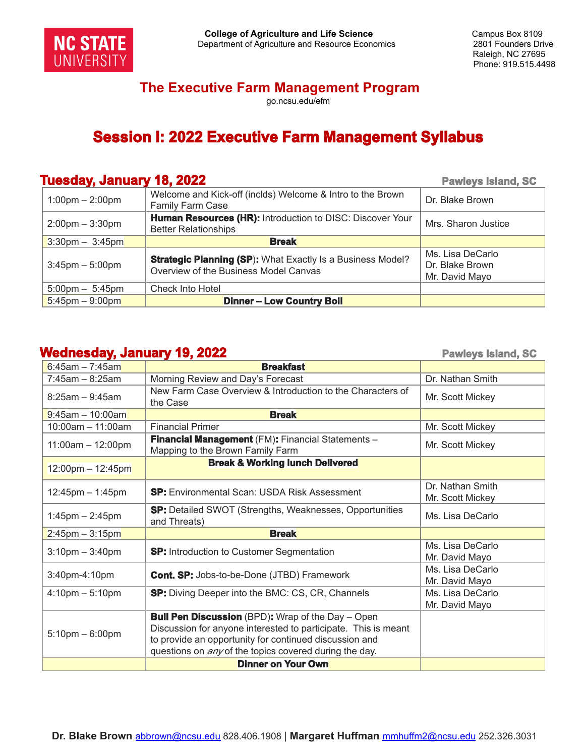NC STATE UNIVERSITY

**College of Agriculture and Life Science**
Department of Agriculture and Resource Economics

Campus Box 8109
2801 Founders Drive
Raleigh, NC 27695
Phone: 919.515.4498

## The Executive Farm Management Program

go.ncsu.edu/efm

# Session I: 2022 Executive Farm Management Syllabus

## Tuesday, January 18, 2022

**Pawleys Island, SC**

| Time | Topic | Presenter |
|---|---|---|
| 1:00pm – 2:00pm | Welcome and Kick-off (inclds) Welcome & Intro to the Brown Family Farm Case | Dr. Blake Brown |
| 2:00pm – 3:30pm | **Human Resources (HR):** Introduction to DISC: Discover Your Better Relationships | Mrs. Sharon Justice |
| 3:30pm – 3:45pm | **Break** | |
| 3:45pm – 5:00pm | **Strategic Planning (SP):** What Exactly Is a Business Model? Overview of the Business Model Canvas | Ms. Lisa DeCarlo<br>Dr. Blake Brown<br>Mr. David Mayo |
| 5:00pm – 5:45pm | Check Into Hotel | |
| 5:45pm – 9:00pm | **Dinner – Low Country Boil** | |

## Wednesday, January 19, 2022

**Pawleys Island, SC**

| Time | Topic | Presenter |
|---|---|---|
| 6:45am – 7:45am | **Breakfast** | |
| 7:45am – 8:25am | Morning Review and Day's Forecast | Dr. Nathan Smith |
| 8:25am – 9:45am | New Farm Case Overview & Introduction to the Characters of the Case | Mr. Scott Mickey |
| 9:45am – 10:00am | **Break** | |
| 10:00am – 11:00am | Financial Primer | Mr. Scott Mickey |
| 11:00am – 12:00pm | **Financial Management** (FM)**:** Financial Statements – Mapping to the Brown Family Farm | Mr. Scott Mickey |
| 12:00pm – 12:45pm | **Break & Working lunch Delivered** | |
| 12:45pm – 1:45pm | **SP:** Environmental Scan: USDA Risk Assessment | Dr. Nathan Smith<br>Mr. Scott Mickey |
| 1:45pm – 2:45pm | **SP:** Detailed SWOT (Strengths, Weaknesses, Opportunities and Threats) | Ms. Lisa DeCarlo |
| 2:45pm – 3:15pm | **Break** | |
| 3:10pm – 3:40pm | **SP:** Introduction to Customer Segmentation | Ms. Lisa DeCarlo<br>Mr. David Mayo |
| 3:40pm-4:10pm | **Cont. SP:** Jobs-to-be-Done (JTBD) Framework | Ms. Lisa DeCarlo<br>Mr. David Mayo |
| 4:10pm – 5:10pm | **SP:** Diving Deeper into the BMC: CS, CR, Channels | Ms. Lisa DeCarlo<br>Mr. David Mayo |
| 5:10pm – 6:00pm | **Bull Pen Discussion** (BPD)**:** Wrap of the Day – Open Discussion for anyone interested to participate. This is meant to provide an opportunity for continued discussion and questions on *any* of the topics covered during the day. | |
| | **Dinner on Your Own** | |

**Dr. Blake Brown** abbrown@ncsu.edu 828.406.1908 | **Margaret Huffman** mmhuffm2@ncsu.edu 252.326.3031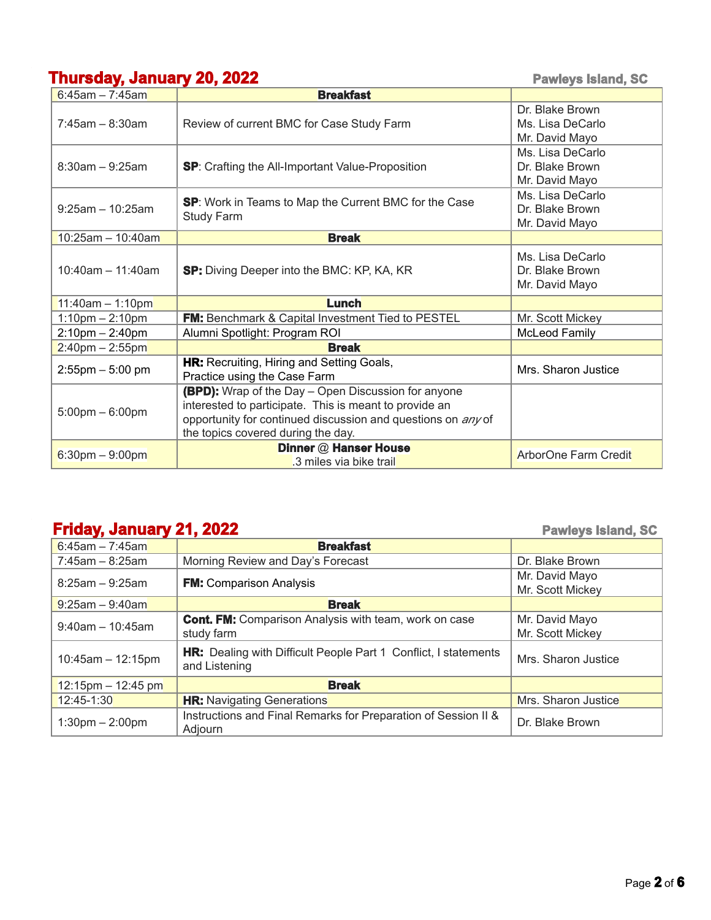## Thursday, January 20, 2022

Pawleys Island, SC

| | | |
|---|---|---|
| 6:45am – 7:45am | **Breakfast** | |
| 7:45am – 8:30am | Review of current BMC for Case Study Farm | Dr. Blake Brown<br>Ms. Lisa DeCarlo<br>Mr. David Mayo |
| 8:30am – 9:25am | **SP**: Crafting the All-Important Value-Proposition | Ms. Lisa DeCarlo<br>Dr. Blake Brown<br>Mr. David Mayo |
| 9:25am – 10:25am | **SP**: Work in Teams to Map the Current BMC for the Case Study Farm | Ms. Lisa DeCarlo<br>Dr. Blake Brown<br>Mr. David Mayo |
| 10:25am – 10:40am | **Break** | |
| 10:40am – 11:40am | **SP:** Diving Deeper into the BMC: KP, KA, KR | Ms. Lisa DeCarlo<br>Dr. Blake Brown<br>Mr. David Mayo |
| 11:40am – 1:10pm | **Lunch** | |
| 1:10pm – 2:10pm | **FM:** Benchmark & Capital Investment Tied to PESTEL | Mr. Scott Mickey |
| 2:10pm – 2:40pm | Alumni Spotlight: Program ROI | McLeod Family |
| 2:40pm – 2:55pm | **Break** | |
| 2:55pm – 5:00 pm | **HR:** Recruiting, Hiring and Setting Goals, Practice using the Case Farm | Mrs. Sharon Justice |
| 5:00pm – 6:00pm | **(BPD):** Wrap of the Day – Open Discussion for anyone interested to participate. This is meant to provide an opportunity for continued discussion and questions on *any* of the topics covered during the day. | |
| 6:30pm – 9:00pm | **Dinner @ Hanser House**<br>.3 miles via bike trail | ArborOne Farm Credit |

## Friday, January 21, 2022

Pawleys Island, SC

| | | |
|---|---|---|
| 6:45am – 7:45am | **Breakfast** | |
| 7:45am – 8:25am | Morning Review and Day's Forecast | Dr. Blake Brown |
| 8:25am – 9:25am | **FM:** Comparison Analysis | Mr. David Mayo<br>Mr. Scott Mickey |
| 9:25am – 9:40am | **Break** | |
| 9:40am – 10:45am | **Cont. FM:** Comparison Analysis with team, work on case study farm | Mr. David Mayo<br>Mr. Scott Mickey |
| 10:45am – 12:15pm | **HR:** Dealing with Difficult People Part 1 Conflict, I statements and Listening | Mrs. Sharon Justice |
| 12:15pm – 12:45 pm | **Break** | |
| 12:45-1:30 | **HR:** Navigating Generations | Mrs. Sharon Justice |
| 1:30pm – 2:00pm | Instructions and Final Remarks for Preparation of Session II & Adjourn | Dr. Blake Brown |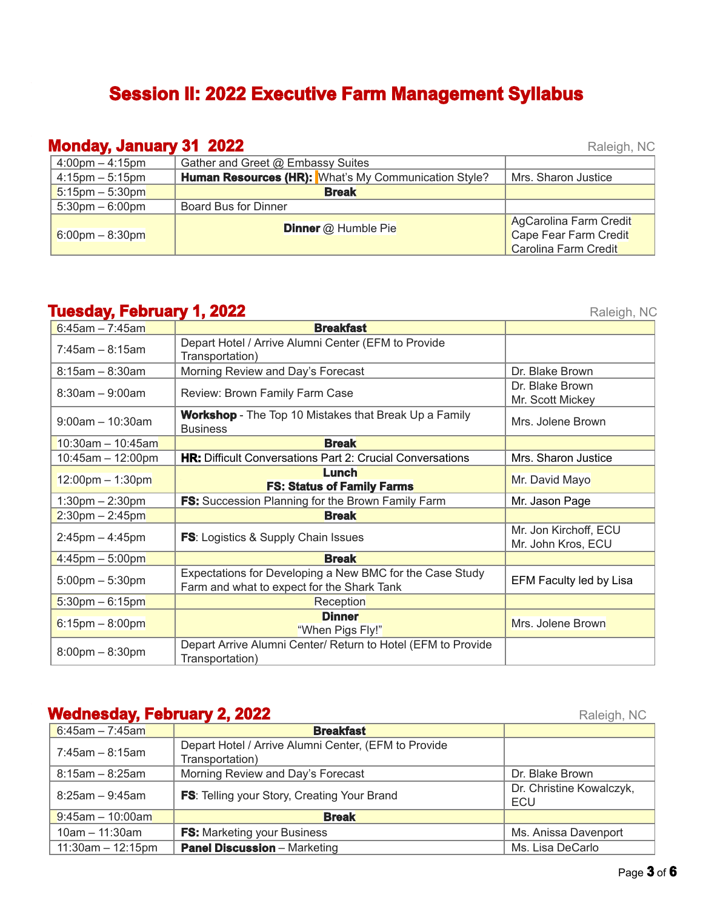# Session II: 2022 Executive Farm Management Syllabus

## Monday, January 31 2022

Raleigh, NC

| | | |
|---|---|---|
| 4:00pm – 4:15pm | Gather and Greet @ Embassy Suites | |
| 4:15pm – 5:15pm | **Human Resources (HR):** What's My Communication Style? | Mrs. Sharon Justice |
| 5:15pm – 5:30pm | **Break** | |
| 5:30pm – 6:00pm | Board Bus for Dinner | |
| 6:00pm – 8:30pm | **Dinner** @ Humble Pie | AgCarolina Farm Credit<br>Cape Fear Farm Credit<br>Carolina Farm Credit |

## Tuesday, February 1, 2022

Raleigh, NC

| | | |
|---|---|---|
| 6:45am – 7:45am | **Breakfast** | |
| 7:45am – 8:15am | Depart Hotel / Arrive Alumni Center (EFM to Provide Transportation) | |
| 8:15am – 8:30am | Morning Review and Day's Forecast | Dr. Blake Brown |
| 8:30am – 9:00am | Review: Brown Family Farm Case | Dr. Blake Brown<br>Mr. Scott Mickey |
| 9:00am – 10:30am | **Workshop** - The Top 10 Mistakes that Break Up a Family Business | Mrs. Jolene Brown |
| 10:30am – 10:45am | **Break** | |
| 10:45am – 12:00pm | **HR:** Difficult Conversations Part 2: Crucial Conversations | Mrs. Sharon Justice |
| 12:00pm – 1:30pm | **Lunch**<br>**FS: Status of Family Farms** | Mr. David Mayo |
| 1:30pm – 2:30pm | **FS:** Succession Planning for the Brown Family Farm | Mr. Jason Page |
| 2:30pm – 2:45pm | **Break** | |
| 2:45pm – 4:45pm | **FS**: Logistics & Supply Chain Issues | Mr. Jon Kirchoff, ECU<br>Mr. John Kros, ECU |
| 4:45pm – 5:00pm | **Break** | |
| 5:00pm – 5:30pm | Expectations for Developing a New BMC for the Case Study Farm and what to expect for the Shark Tank | EFM Faculty led by Lisa |
| 5:30pm – 6:15pm | Reception | |
| 6:15pm – 8:00pm | **Dinner**<br>"When Pigs Fly!" | Mrs. Jolene Brown |
| 8:00pm – 8:30pm | Depart Arrive Alumni Center/ Return to Hotel (EFM to Provide Transportation) | |

## Wednesday, February 2, 2022

Raleigh, NC

| | | |
|---|---|---|
| 6:45am – 7:45am | **Breakfast** | |
| 7:45am – 8:15am | Depart Hotel / Arrive Alumni Center, (EFM to Provide Transportation) | |
| 8:15am – 8:25am | Morning Review and Day's Forecast | Dr. Blake Brown |
| 8:25am – 9:45am | **FS**: Telling your Story, Creating Your Brand | Dr. Christine Kowalczyk, ECU |
| 9:45am – 10:00am | **Break** | |
| 10am – 11:30am | **FS:** Marketing your Business | Ms. Anissa Davenport |
| 11:30am – 12:15pm | **Panel Discussion** – Marketing | Ms. Lisa DeCarlo |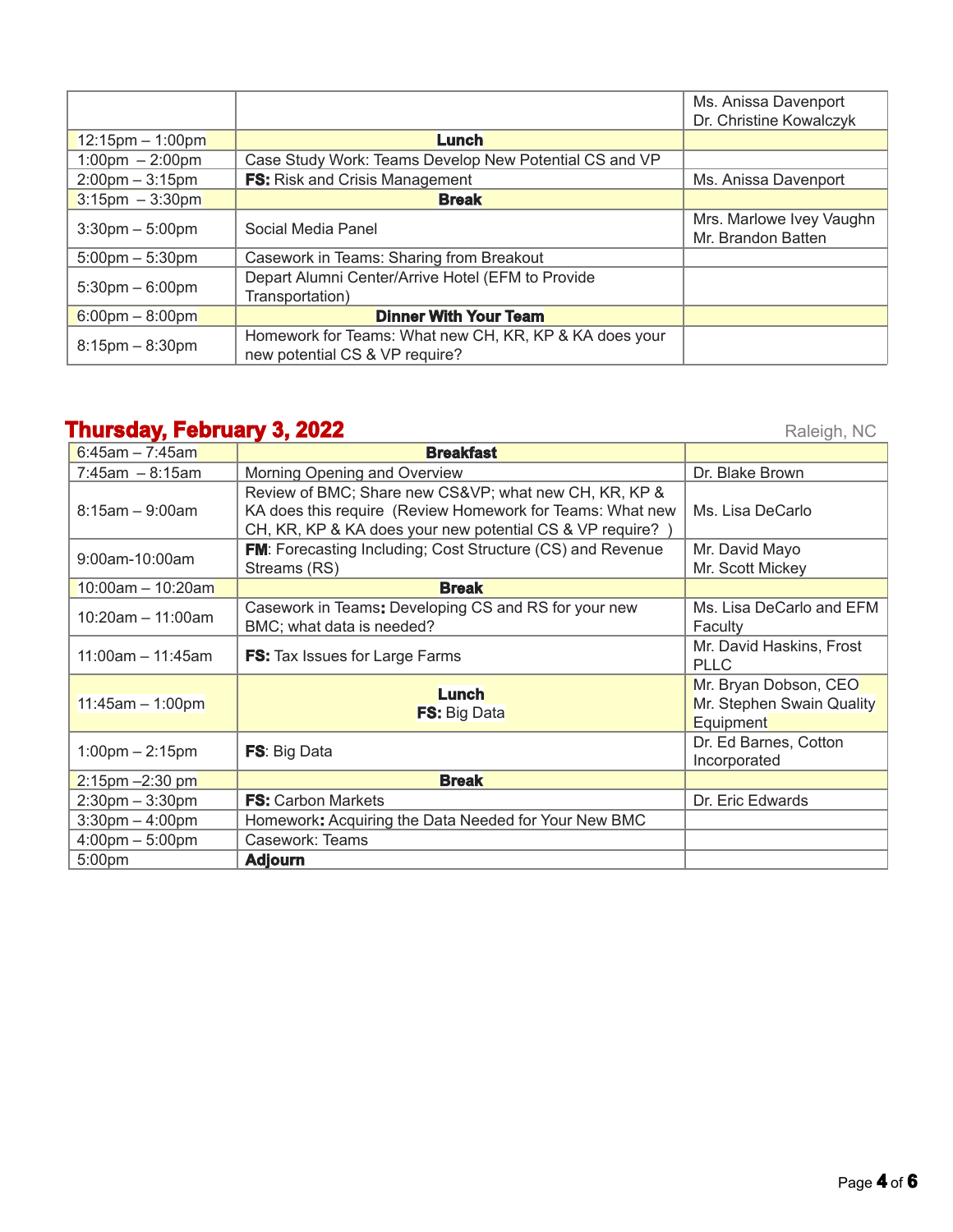| | | |
|---|---|---|
| | | Ms. Anissa Davenport<br>Dr. Christine Kowalczyk |
| 12:15pm – 1:00pm | **Lunch** | |
| 1:00pm – 2:00pm | Case Study Work: Teams Develop New Potential CS and VP | |
| 2:00pm – 3:15pm | **FS:** Risk and Crisis Management | Ms. Anissa Davenport |
| 3:15pm – 3:30pm | **Break** | |
| 3:30pm – 5:00pm | Social Media Panel | Mrs. Marlowe Ivey Vaughn<br>Mr. Brandon Batten |
| 5:00pm – 5:30pm | Casework in Teams: Sharing from Breakout | |
| 5:30pm – 6:00pm | Depart Alumni Center/Arrive Hotel (EFM to Provide Transportation) | |
| 6:00pm – 8:00pm | **Dinner With Your Team** | |
| 8:15pm – 8:30pm | Homework for Teams: What new CH, KR, KP & KA does your new potential CS & VP require? | |

## Thursday, February 3, 2022

Raleigh, NC

| | | |
|---|---|---|
| 6:45am – 7:45am | **Breakfast** | |
| 7:45am – 8:15am | Morning Opening and Overview | Dr. Blake Brown |
| 8:15am – 9:00am | Review of BMC; Share new CS&VP; what new CH, KR, KP & KA does this require (Review Homework for Teams: What new CH, KR, KP & KA does your new potential CS & VP require? ) | Ms. Lisa DeCarlo |
| 9:00am-10:00am | **FM**: Forecasting Including; Cost Structure (CS) and Revenue Streams (RS) | Mr. David Mayo<br>Mr. Scott Mickey |
| 10:00am – 10:20am | **Break** | |
| 10:20am – 11:00am | Casework in Teams**:** Developing CS and RS for your new BMC; what data is needed? | Ms. Lisa DeCarlo and EFM Faculty |
| 11:00am – 11:45am | **FS:** Tax Issues for Large Farms | Mr. David Haskins, Frost PLLC |
| 11:45am – 1:00pm | **Lunch**<br>**FS:** Big Data | Mr. Bryan Dobson, CEO<br>Mr. Stephen Swain Quality Equipment |
| 1:00pm – 2:15pm | **FS**: Big Data | Dr. Ed Barnes, Cotton Incorporated |
| 2:15pm –2:30 pm | **Break** | |
| 2:30pm – 3:30pm | **FS:** Carbon Markets | Dr. Eric Edwards |
| 3:30pm – 4:00pm | Homework**:** Acquiring the Data Needed for Your New BMC | |
| 4:00pm – 5:00pm | Casework: Teams | |
| 5:00pm | **Adjourn** | |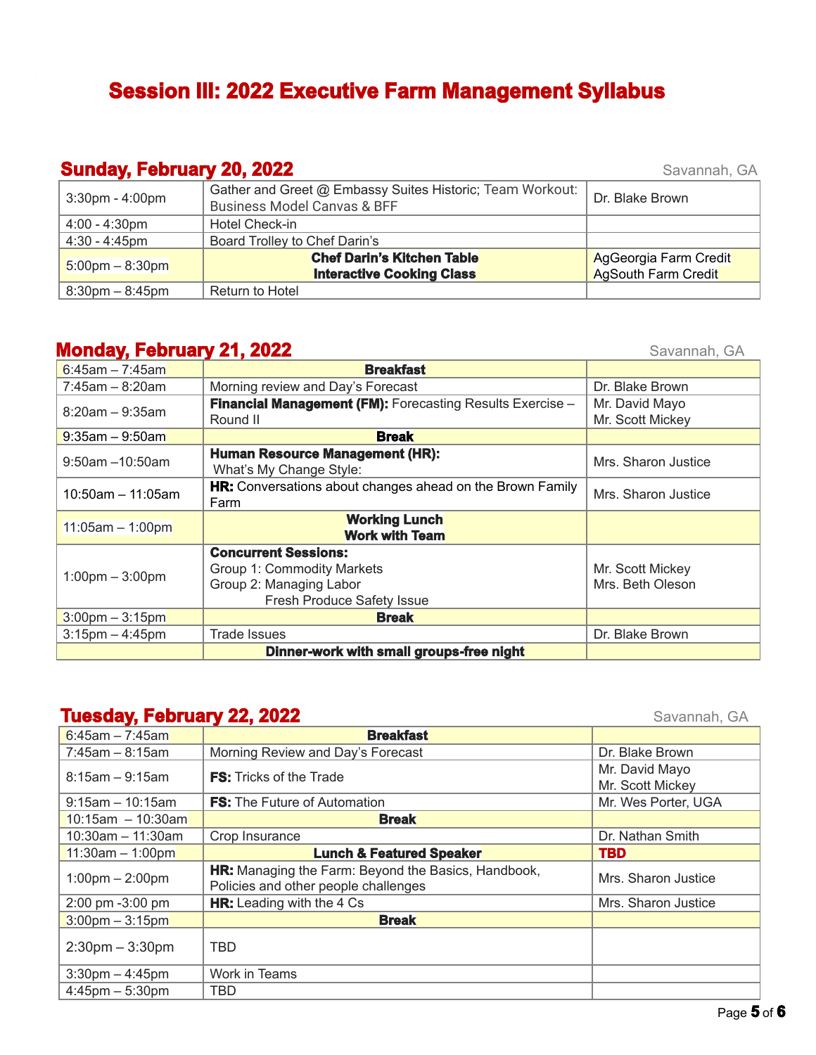# Session III: 2022 Executive Farm Management Syllabus

## Sunday, February 20, 2022

Savannah, GA

| | | |
|---|---|---|
| 3:30pm - 4:00pm | Gather and Greet @ Embassy Suites Historic; Team Workout: Business Model Canvas & BFF | Dr. Blake Brown |
| 4:00 - 4:30pm | Hotel Check-in | |
| 4:30 - 4:45pm | Board Trolley to Chef Darin's | |
| 5:00pm – 8:30pm | **Chef Darin's Kitchen Table Interactive Cooking Class** | AgGeorgia Farm Credit<br>AgSouth Farm Credit |
| 8:30pm – 8:45pm | Return to Hotel | |

## Monday, February 21, 2022

Savannah, GA

| | | |
|---|---|---|
| 6:45am – 7:45am | **Breakfast** | |
| 7:45am – 8:20am | Morning review and Day's Forecast | Dr. Blake Brown |
| 8:20am – 9:35am | **Financial Management (FM):** Forecasting Results Exercise – Round II | Mr. David Mayo<br>Mr. Scott Mickey |
| 9:35am – 9:50am | **Break** | |
| 9:50am –10:50am | **Human Resource Management (HR):** What's My Change Style: | Mrs. Sharon Justice |
| 10:50am – 11:05am | **HR:** Conversations about changes ahead on the Brown Family Farm | Mrs. Sharon Justice |
| 11:05am – 1:00pm | **Working Lunch Work with Team** | |
| 1:00pm – 3:00pm | **Concurrent Sessions:**<br>Group 1: Commodity Markets<br>Group 2: Managing Labor<br>Fresh Produce Safety Issue | Mr. Scott Mickey<br>Mrs. Beth Oleson |
| 3:00pm – 3:15pm | **Break** | |
| 3:15pm – 4:45pm | Trade Issues | Dr. Blake Brown |
| | **Dinner-work with small groups-free night** | |

## Tuesday, February 22, 2022

Savannah, GA

| | | |
|---|---|---|
| 6:45am – 7:45am | **Breakfast** | |
| 7:45am – 8:15am | Morning Review and Day's Forecast | Dr. Blake Brown |
| 8:15am – 9:15am | **FS:** Tricks of the Trade | Mr. David Mayo<br>Mr. Scott Mickey |
| 9:15am – 10:15am | **FS:** The Future of Automation | Mr. Wes Porter, UGA |
| 10:15am – 10:30am | **Break** | |
| 10:30am – 11:30am | Crop Insurance | Dr. Nathan Smith |
| 11:30am – 1:00pm | **Lunch & Featured Speaker** | **TBD** |
| 1:00pm – 2:00pm | **HR:** Managing the Farm: Beyond the Basics, Handbook, Policies and other people challenges | Mrs. Sharon Justice |
| 2:00 pm -3:00 pm | **HR:** Leading with the 4 Cs | Mrs. Sharon Justice |
| 3:00pm – 3:15pm | **Break** | |
| 2:30pm – 3:30pm | TBD | |
| 3:30pm – 4:45pm | Work in Teams | |
| 4:45pm – 5:30pm | TBD | |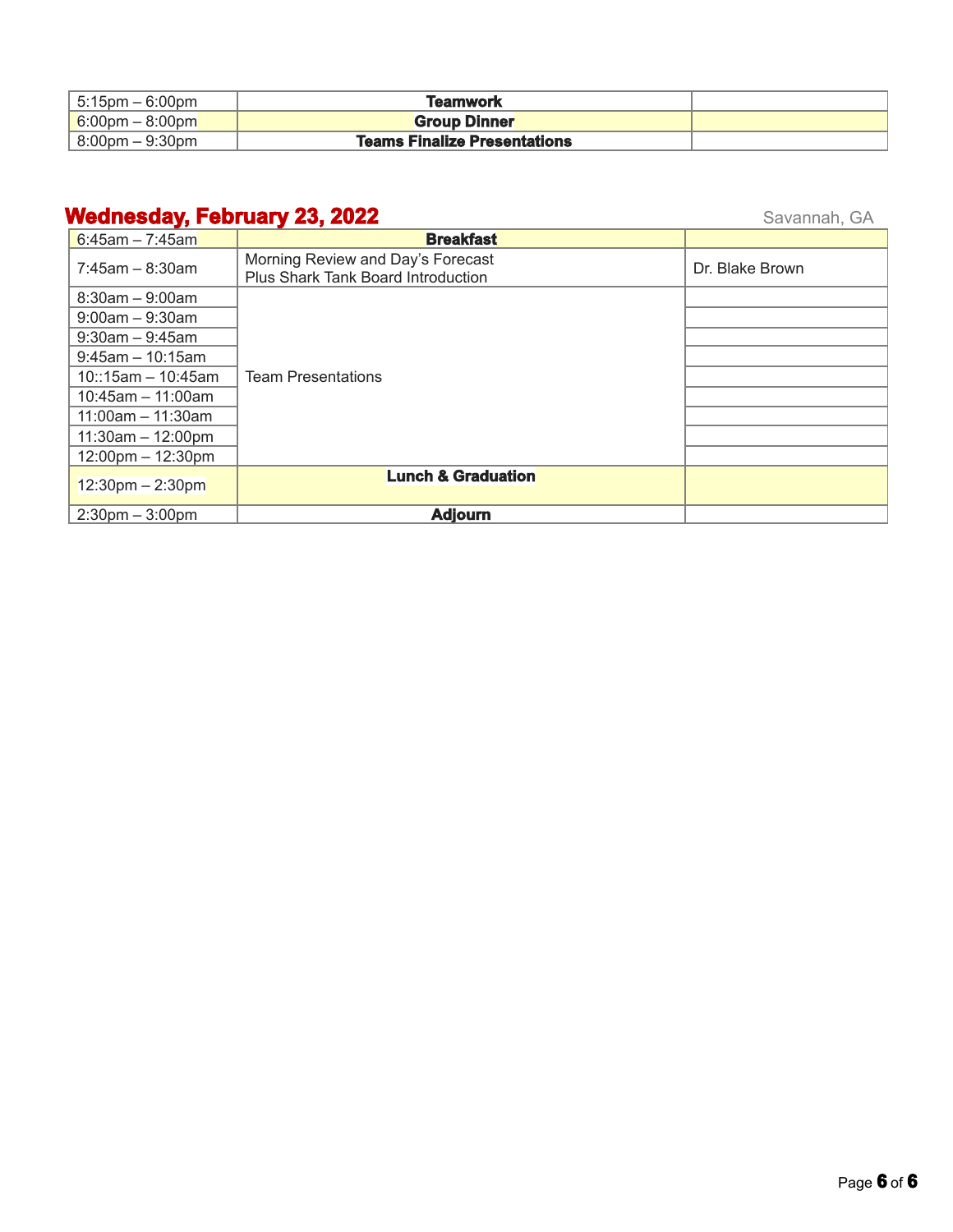| | | |
|---|---|---|
| 5:15pm – 6:00pm | **Teamwork** | |
| 6:00pm – 8:00pm | **Group Dinner** | |
| 8:00pm – 9:30pm | **Teams Finalize Presentations** | |

## Wednesday, February 23, 2022

Savannah, GA

| | | |
|---|---|---|
| 6:45am – 7:45am | **Breakfast** | |
| 7:45am – 8:30am | Morning Review and Day's Forecast<br>Plus Shark Tank Board Introduction | Dr. Blake Brown |
| 8:30am – 9:00am | Team Presentations | |
| 9:00am – 9:30am | | |
| 9:30am – 9:45am | | |
| 9:45am – 10:15am | | |
| 10::15am – 10:45am | | |
| 10:45am – 11:00am | | |
| 11:00am – 11:30am | | |
| 11:30am – 12:00pm | | |
| 12:00pm – 12:30pm | | |
| 12:30pm – 2:30pm | **Lunch & Graduation** | |
| 2:30pm – 3:00pm | **Adjourn** | |